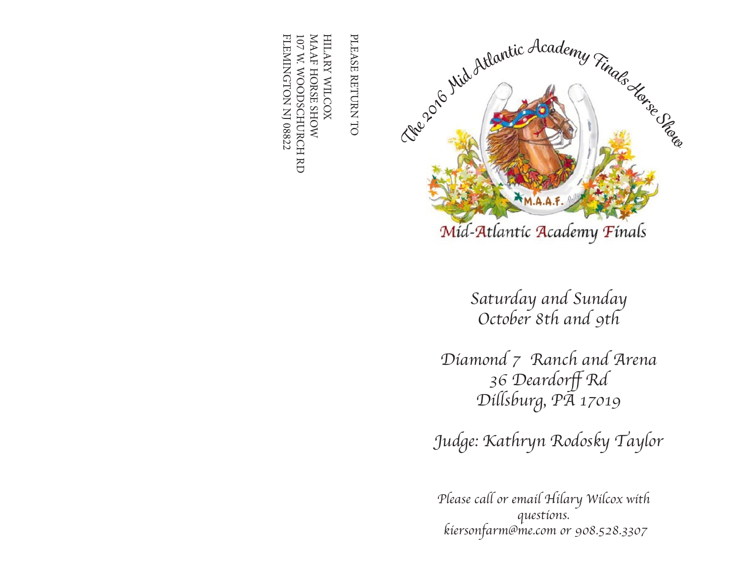PLEASE RETURN TO

HILARY WILCOX
MAAF HORSE SHOW
107 W. WOODSCHURCH RD
FLEMINGTON NJ 08822

# The 2016 Mid Atlantic Academy Finals Horse Show

M.A.A.F.

Mid-Atlantic Academy Finals

*Saturday and Sunday*
*October 8th and 9th*

*Diamond 7 Ranch and Arena*
*36 Deardorff Rd*
*Dillsburg, PA 17019*

*Judge: Kathryn Rodosky Taylor*

*Please call or email Hilary Wilcox with questions.*
*kiersonfarm@me.com or 908.528.3307*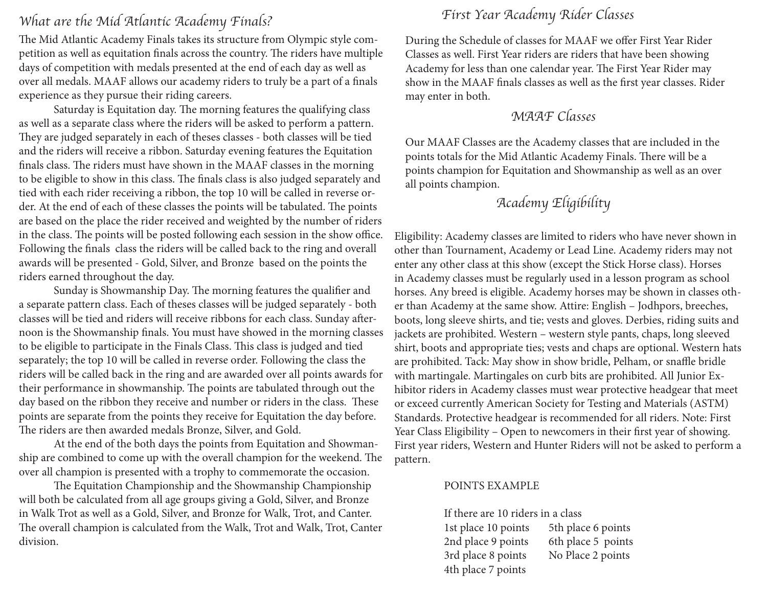## What are the Mid Atlantic Academy Finals?

The Mid Atlantic Academy Finals takes its structure from Olympic style competition as well as equitation finals across the country. The riders have multiple days of competition with medals presented at the end of each day as well as over all medals. MAAF allows our academy riders to truly be a part of a finals experience as they pursue their riding careers.

Saturday is Equitation day. The morning features the qualifying class as well as a separate class where the riders will be asked to perform a pattern. They are judged separately in each of theses classes - both classes will be tied and the riders will receive a ribbon. Saturday evening features the Equitation finals class. The riders must have shown in the MAAF classes in the morning to be eligible to show in this class. The finals class is also judged separately and tied with each rider receiving a ribbon, the top 10 will be called in reverse order. At the end of each of these classes the points will be tabulated. The points are based on the place the rider received and weighted by the number of riders in the class. The points will be posted following each session in the show office. Following the finals class the riders will be called back to the ring and overall awards will be presented - Gold, Silver, and Bronze based on the points the riders earned throughout the day.

Sunday is Showmanship Day. The morning features the qualifier and a separate pattern class. Each of theses classes will be judged separately - both classes will be tied and riders will receive ribbons for each class. Sunday afternoon is the Showmanship finals. You must have showed in the morning classes to be eligible to participate in the Finals Class. This class is judged and tied separately; the top 10 will be called in reverse order. Following the class the riders will be called back in the ring and are awarded over all points awards for their performance in showmanship. The points are tabulated through out the day based on the ribbon they receive and number or riders in the class. These points are separate from the points they receive for Equitation the day before. The riders are then awarded medals Bronze, Silver, and Gold.

At the end of the both days the points from Equitation and Showmanship are combined to come up with the overall champion for the weekend. The over all champion is presented with a trophy to commemorate the occasion.

The Equitation Championship and the Showmanship Championship will both be calculated from all age groups giving a Gold, Silver, and Bronze in Walk Trot as well as a Gold, Silver, and Bronze for Walk, Trot, and Canter. The overall champion is calculated from the Walk, Trot and Walk, Trot, Canter division.

## First Year Academy Rider Classes

During the Schedule of classes for MAAF we offer First Year Rider Classes as well. First Year riders are riders that have been showing Academy for less than one calendar year. The First Year Rider may show in the MAAF finals classes as well as the first year classes. Rider may enter in both.

## MAAF Classes

Our MAAF Classes are the Academy classes that are included in the points totals for the Mid Atlantic Academy Finals. There will be a points champion for Equitation and Showmanship as well as an over all points champion.

## Academy Eligibility

Eligibility: Academy classes are limited to riders who have never shown in other than Tournament, Academy or Lead Line. Academy riders may not enter any other class at this show (except the Stick Horse class). Horses in Academy classes must be regularly used in a lesson program as school horses. Any breed is eligible. Academy horses may be shown in classes other than Academy at the same show. Attire: English – Jodhpors, breeches, boots, long sleeve shirts, and tie; vests and gloves. Derbies, riding suits and jackets are prohibited. Western – western style pants, chaps, long sleeved shirt, boots and appropriate ties; vests and chaps are optional. Western hats are prohibited. Tack: May show in show bridle, Pelham, or snaffle bridle with martingale. Martingales on curb bits are prohibited. All Junior Exhibitor riders in Academy classes must wear protective headgear that meet or exceed currently American Society for Testing and Materials (ASTM) Standards. Protective headgear is recommended for all riders. Note: First Year Class Eligibility – Open to newcomers in their first year of showing. First year riders, Western and Hunter Riders will not be asked to perform a pattern.

POINTS EXAMPLE

If there are 10 riders in a class

1st place 10 points
2nd place 9 points
3rd place 8 points
4th place 7 points
5th place 6 points
6th place 5 points
No Place 2 points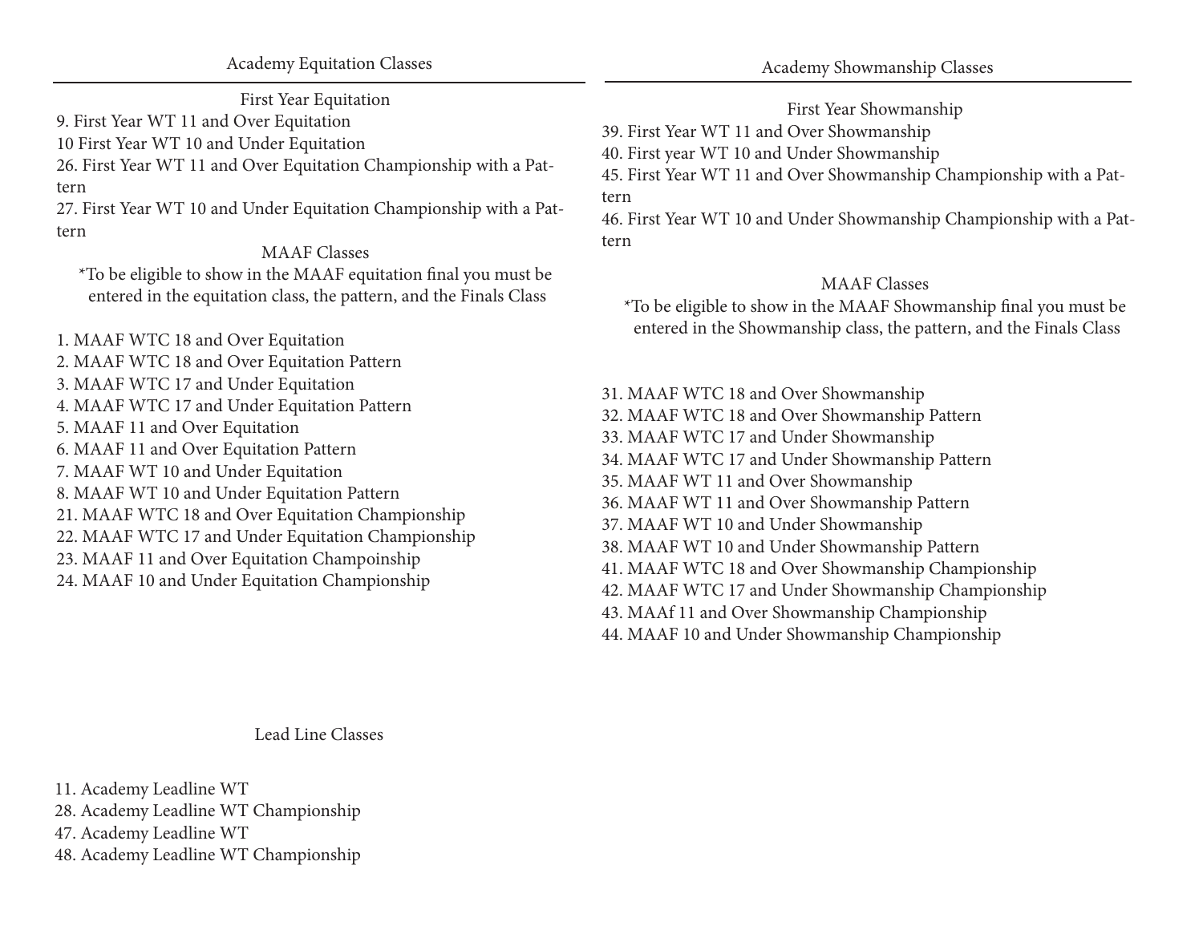## Academy Equitation Classes

### First Year Equitation

9. First Year WT 11 and Over Equitation
10 First Year WT 10 and Under Equitation
26. First Year WT 11 and Over Equitation Championship with a Pattern
27. First Year WT 10 and Under Equitation Championship with a Pattern

### MAAF Classes

*To be eligible to show in the MAAF equitation final you must be entered in the equitation class, the pattern, and the Finals Class

1. MAAF WTC 18 and Over Equitation
2. MAAF WTC 18 and Over Equitation Pattern
3. MAAF WTC 17 and Under Equitation
4. MAAF WTC 17 and Under Equitation Pattern
5. MAAF 11 and Over Equitation
6. MAAF 11 and Over Equitation Pattern
7. MAAF WT 10 and Under Equitation
8. MAAF WT 10 and Under Equitation Pattern
21. MAAF WTC 18 and Over Equitation Championship
22. MAAF WTC 17 and Under Equitation Championship
23. MAAF 11 and Over Equitation Champoinship
24. MAAF 10 and Under Equitation Championship

## Lead Line Classes

11. Academy Leadline WT
28. Academy Leadline WT Championship
47. Academy Leadline WT
48. Academy Leadline WT Championship

## Academy Showmanship Classes

### First Year Showmanship

39. First Year WT 11 and Over Showmanship
40. First year WT 10 and Under Showmanship
45. First Year WT 11 and Over Showmanship Championship with a Pattern
46. First Year WT 10 and Under Showmanship Championship with a Pattern

### MAAF Classes

*To be eligible to show in the MAAF Showmanship final you must be entered in the Showmanship class, the pattern, and the Finals Class

31. MAAF WTC 18 and Over Showmanship
32. MAAF WTC 18 and Over Showmanship Pattern
33. MAAF WTC 17 and Under Showmanship
34. MAAF WTC 17 and Under Showmanship Pattern
35. MAAF WT 11 and Over Showmanship
36. MAAF WT 11 and Over Showmanship Pattern
37. MAAF WT 10 and Under Showmanship
38. MAAF WT 10 and Under Showmanship Pattern
41. MAAF WTC 18 and Over Showmanship Championship
42. MAAF WTC 17 and Under Showmanship Championship
43. MAAf 11 and Over Showmanship Championship
44. MAAF 10 and Under Showmanship Championship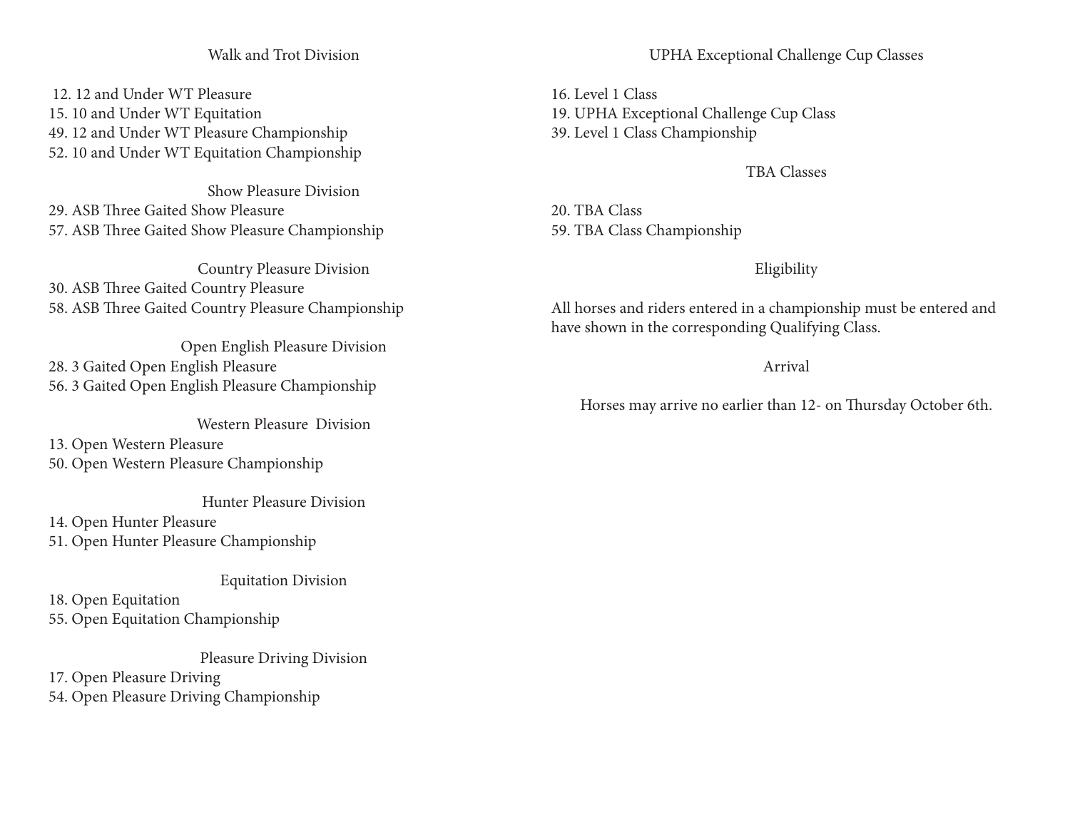## Walk and Trot Division

12. 12 and Under WT Pleasure
15. 10 and Under WT Equitation
49. 12 and Under WT Pleasure Championship
52. 10 and Under WT Equitation Championship

## Show Pleasure Division

29. ASB Three Gaited Show Pleasure
57. ASB Three Gaited Show Pleasure Championship

## Country Pleasure Division

30. ASB Three Gaited Country Pleasure
58. ASB Three Gaited Country Pleasure Championship

## Open English Pleasure Division

28. 3 Gaited Open English Pleasure
56. 3 Gaited Open English Pleasure Championship

## Western Pleasure Division

13. Open Western Pleasure
50. Open Western Pleasure Championship

## Hunter Pleasure Division

14. Open Hunter Pleasure
51. Open Hunter Pleasure Championship

## Equitation Division

18. Open Equitation
55. Open Equitation Championship

## Pleasure Driving Division

17. Open Pleasure Driving
54. Open Pleasure Driving Championship

## UPHA Exceptional Challenge Cup Classes

16. Level 1 Class
19. UPHA Exceptional Challenge Cup Class
39. Level 1 Class Championship

## TBA Classes

20. TBA Class
59. TBA Class Championship

## Eligibility

All horses and riders entered in a championship must be entered and have shown in the corresponding Qualifying Class.

## Arrival

Horses may arrive no earlier than 12- on Thursday October 6th.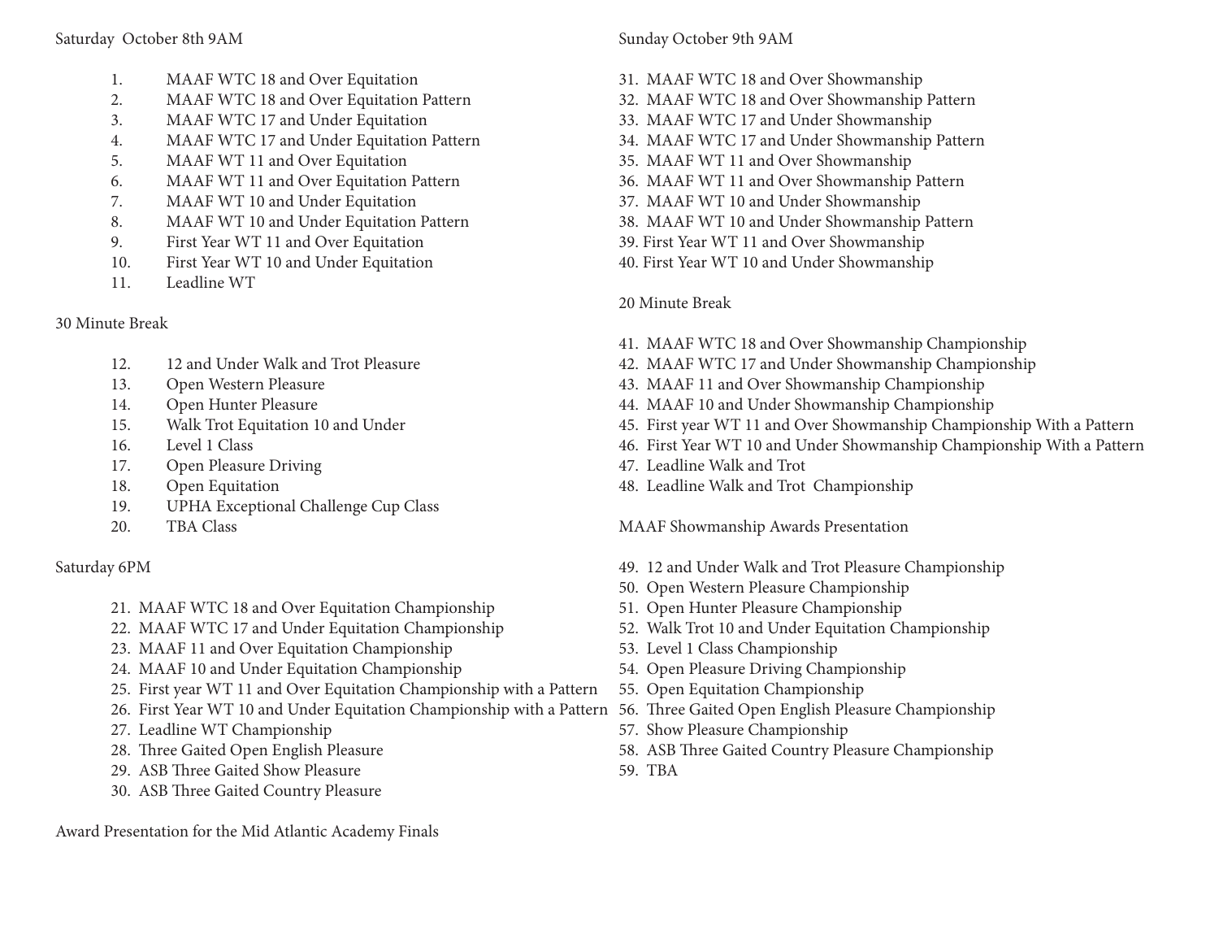Saturday October 8th 9AM

1. MAAF WTC 18 and Over Equitation
2. MAAF WTC 18 and Over Equitation Pattern
3. MAAF WTC 17 and Under Equitation
4. MAAF WTC 17 and Under Equitation Pattern
5. MAAF WT 11 and Over Equitation
6. MAAF WT 11 and Over Equitation Pattern
7. MAAF WT 10 and Under Equitation
8. MAAF WT 10 and Under Equitation Pattern
9. First Year WT 11 and Over Equitation
10. First Year WT 10 and Under Equitation
11. Leadline WT

30 Minute Break

12. 12 and Under Walk and Trot Pleasure
13. Open Western Pleasure
14. Open Hunter Pleasure
15. Walk Trot Equitation 10 and Under
16. Level 1 Class
17. Open Pleasure Driving
18. Open Equitation
19. UPHA Exceptional Challenge Cup Class
20. TBA Class

Saturday 6PM

21. MAAF WTC 18 and Over Equitation Championship
22. MAAF WTC 17 and Under Equitation Championship
23. MAAF 11 and Over Equitation Championship
24. MAAF 10 and Under Equitation Championship
25. First year WT 11 and Over Equitation Championship with a Pattern
26. First Year WT 10 and Under Equitation Championship with a Pattern
27. Leadline WT Championship
28. Three Gaited Open English Pleasure
29. ASB Three Gaited Show Pleasure
30. ASB Three Gaited Country Pleasure

Award Presentation for the Mid Atlantic Academy Finals

Sunday October 9th 9AM

31. MAAF WTC 18 and Over Showmanship
32. MAAF WTC 18 and Over Showmanship Pattern
33. MAAF WTC 17 and Under Showmanship
34. MAAF WTC 17 and Under Showmanship Pattern
35. MAAF WT 11 and Over Showmanship
36. MAAF WT 11 and Over Showmanship Pattern
37. MAAF WT 10 and Under Showmanship
38. MAAF WT 10 and Under Showmanship Pattern
39. First Year WT 11 and Over Showmanship
40. First Year WT 10 and Under Showmanship

20 Minute Break

41. MAAF WTC 18 and Over Showmanship Championship
42. MAAF WTC 17 and Under Showmanship Championship
43. MAAF 11 and Over Showmanship Championship
44. MAAF 10 and Under Showmanship Championship
45. First year WT 11 and Over Showmanship Championship With a Pattern
46. First Year WT 10 and Under Showmanship Championship With a Pattern
47. Leadline Walk and Trot
48. Leadline Walk and Trot Championship

MAAF Showmanship Awards Presentation

49. 12 and Under Walk and Trot Pleasure Championship
50. Open Western Pleasure Championship
51. Open Hunter Pleasure Championship
52. Walk Trot 10 and Under Equitation Championship
53. Level 1 Class Championship
54. Open Pleasure Driving Championship
55. Open Equitation Championship
56. Three Gaited Open English Pleasure Championship
57. Show Pleasure Championship
58. ASB Three Gaited Country Pleasure Championship
59. TBA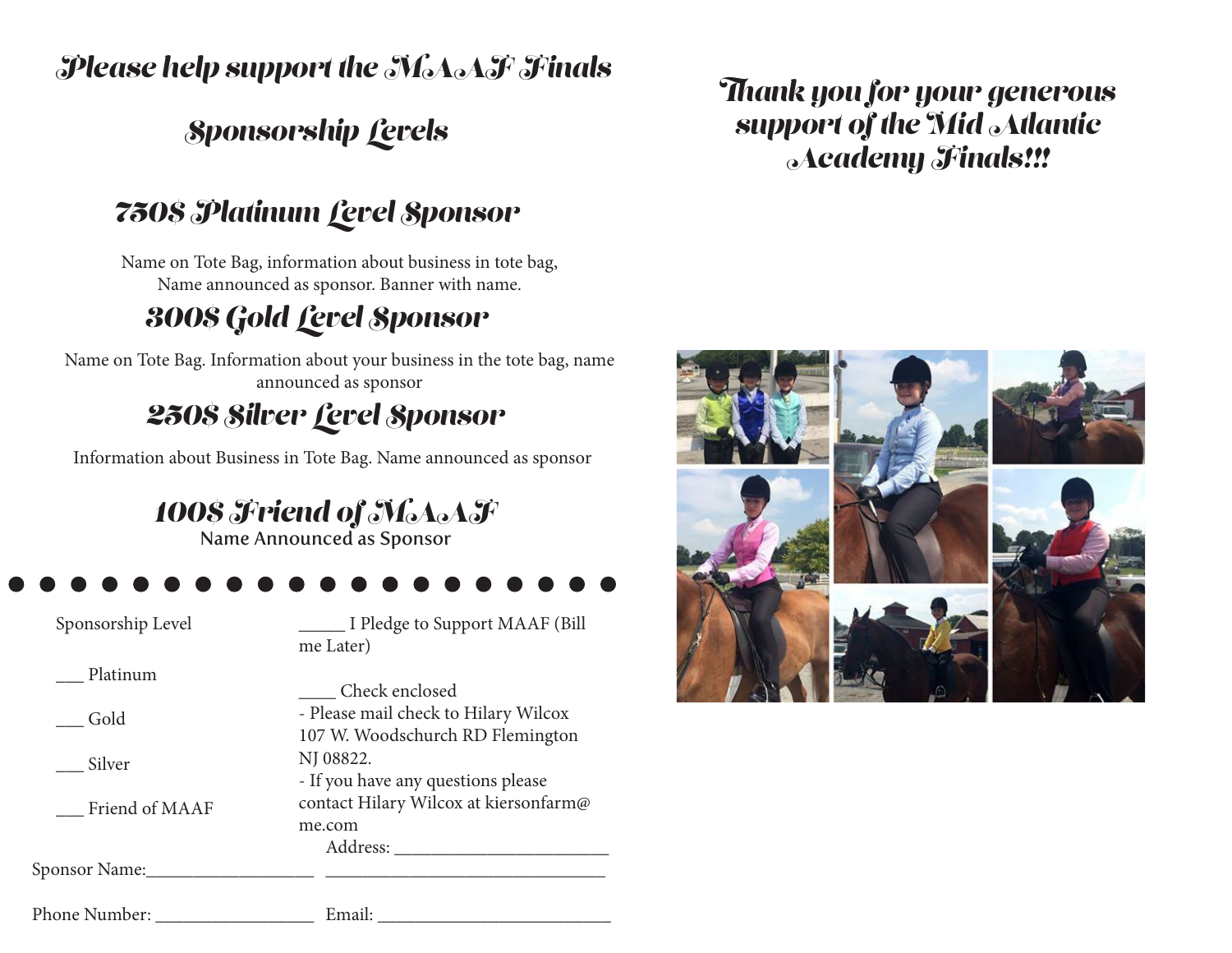# Please help support the MAAF Finals

## Sponsorship Levels

### 750$ Platinum Level Sponsor

Name on Tote Bag, information about business in tote bag,
Name announced as sponsor. Banner with name.

### 300$ Gold Level Sponsor

Name on Tote Bag. Information about your business in the tote bag, name announced as sponsor

### 250$ Silver Level Sponsor

Information about Business in Tote Bag. Name announced as sponsor

### 100$ Friend of MAAF

Name Announced as Sponsor

---

Sponsorship Level

___ Platinum

___ Gold

___ Silver

___ Friend of MAAF

_____ I Pledge to Support MAAF (Bill me Later)

____ Check enclosed
- Please mail check to Hilary Wilcox 107 W. Woodschurch RD Flemington NJ 08822.
- If you have any questions please contact Hilary Wilcox at kiersonfarm@me.com

Address: ________________________
________________________________

Sponsor Name:___________________

Phone Number: _________________ Email: __________________________

# Thank you for your generous support of the Mid Atlantic Academy Finals!!!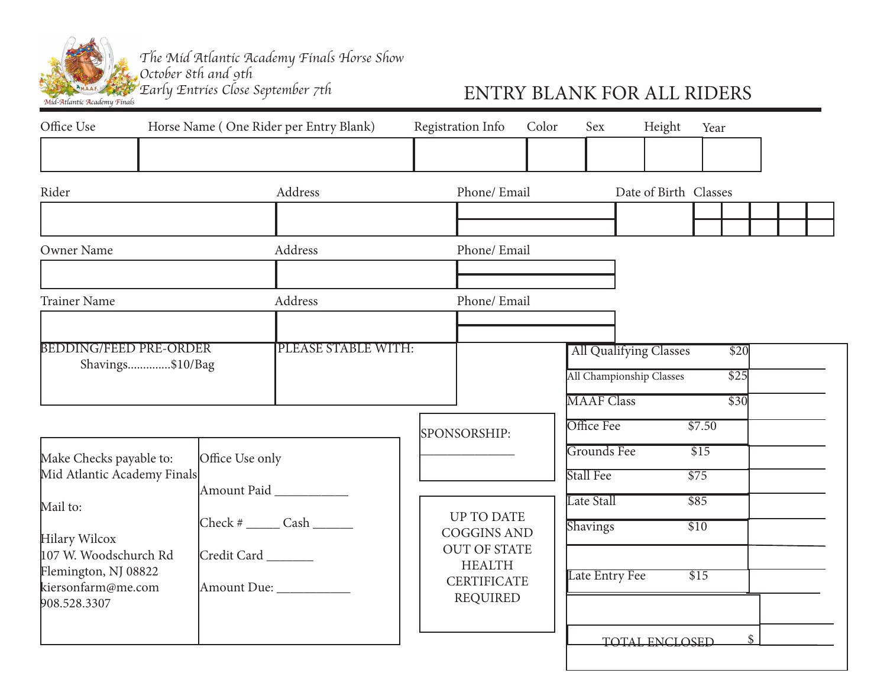*The Mid Atlantic Academy Finals Horse Show*
*October 8th and 9th*
*Early Entries Close September 7th*

Mid-Atlantic Academy Finals

# ENTRY BLANK FOR ALL RIDERS

| Office Use | Horse Name ( One Rider per Entry Blank) | Registration Info | Color | Sex | Height | Year |
|---|---|---|---|---|---|---|
| | | | | | | |

| Rider | Address | Phone/ Email | Date of Birth | Classes |
|---|---|---|---|---|
| | | | | |

| Owner Name | Address | Phone/ Email |
|---|---|---|
| | | |

| Trainer Name | Address | Phone/ Email |
|---|---|---|
| | | |

BEDDING/FEED PRE-ORDER
Shavings..............$10/Bag

PLEASE STABLE WITH:

| | | |
|---|---|---|
| All Qualifying Classes | $20 | |
| All Championship Classes | $25 | |
| MAAF Class | $30 | |
| Office Fee | $7.50 | |
| Grounds Fee | $15 | |
| Stall Fee | $75 | |
| Late Stall | $85 | |
| Shavings | $10 | |
| | | |
| Late Entry Fee | $15 | |
| | | |
| TOTAL ENCLOSED | $ | |

SPONSORSHIP: _______________

UP TO DATE COGGINS AND OUT OF STATE HEALTH CERTIFICATE REQUIRED

Make Checks payable to:
Mid Atlantic Academy Finals

Mail to:

Hilary Wilcox
107 W. Woodschurch Rd
Flemington, NJ 08822
kiersonfarm@me.com
908.528.3307

Office Use only

Amount Paid ___________

Check # _____ Cash ______

Credit Card _______

Amount Due: ___________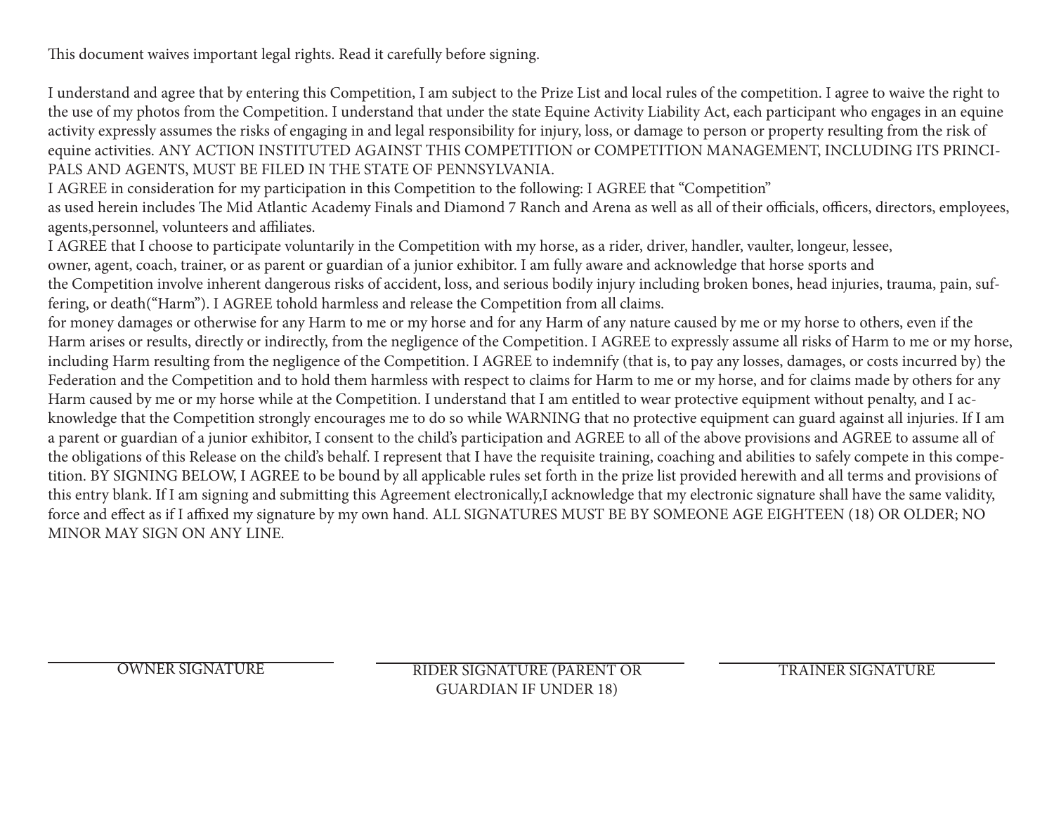This document waives important legal rights. Read it carefully before signing.

I understand and agree that by entering this Competition, I am subject to the Prize List and local rules of the competition. I agree to waive the right to the use of my photos from the Competition. I understand that under the state Equine Activity Liability Act, each participant who engages in an equine activity expressly assumes the risks of engaging in and legal responsibility for injury, loss, or damage to person or property resulting from the risk of equine activities. ANY ACTION INSTITUTED AGAINST THIS COMPETITION or COMPETITION MANAGEMENT, INCLUDING ITS PRINCIPALS AND AGENTS, MUST BE FILED IN THE STATE OF PENNSYLVANIA.

I AGREE in consideration for my participation in this Competition to the following: I AGREE that "Competition" as used herein includes The Mid Atlantic Academy Finals and Diamond 7 Ranch and Arena as well as all of their officials, officers, directors, employees, agents,personnel, volunteers and affiliates.

I AGREE that I choose to participate voluntarily in the Competition with my horse, as a rider, driver, handler, vaulter, longeur, lessee, owner, agent, coach, trainer, or as parent or guardian of a junior exhibitor. I am fully aware and acknowledge that horse sports and the Competition involve inherent dangerous risks of accident, loss, and serious bodily injury including broken bones, head injuries, trauma, pain, suffering, or death("Harm"). I AGREE tohold harmless and release the Competition from all claims.

for money damages or otherwise for any Harm to me or my horse and for any Harm of any nature caused by me or my horse to others, even if the Harm arises or results, directly or indirectly, from the negligence of the Competition. I AGREE to expressly assume all risks of Harm to me or my horse, including Harm resulting from the negligence of the Competition. I AGREE to indemnify (that is, to pay any losses, damages, or costs incurred by) the Federation and the Competition and to hold them harmless with respect to claims for Harm to me or my horse, and for claims made by others for any Harm caused by me or my horse while at the Competition. I understand that I am entitled to wear protective equipment without penalty, and I acknowledge that the Competition strongly encourages me to do so while WARNING that no protective equipment can guard against all injuries. If I am a parent or guardian of a junior exhibitor, I consent to the child's participation and AGREE to all of the above provisions and AGREE to assume all of the obligations of this Release on the child's behalf. I represent that I have the requisite training, coaching and abilities to safely compete in this competition. BY SIGNING BELOW, I AGREE to be bound by all applicable rules set forth in the prize list provided herewith and all terms and provisions of this entry blank. If I am signing and submitting this Agreement electronically,I acknowledge that my electronic signature shall have the same validity, force and effect as if I affixed my signature by my own hand. ALL SIGNATURES MUST BE BY SOMEONE AGE EIGHTEEN (18) OR OLDER; NO MINOR MAY SIGN ON ANY LINE.

\_\_\_\_\_\_\_\_\_\_\_\_\_\_\_\_\_\_\_\_\_\_\_\_\_\_\_\_
OWNER SIGNATURE

\_\_\_\_\_\_\_\_\_\_\_\_\_\_\_\_\_\_\_\_\_\_\_\_\_\_\_\_
RIDER SIGNATURE (PARENT OR GUARDIAN IF UNDER 18)

\_\_\_\_\_\_\_\_\_\_\_\_\_\_\_\_\_\_\_\_\_\_\_\_\_\_\_\_
TRAINER SIGNATURE